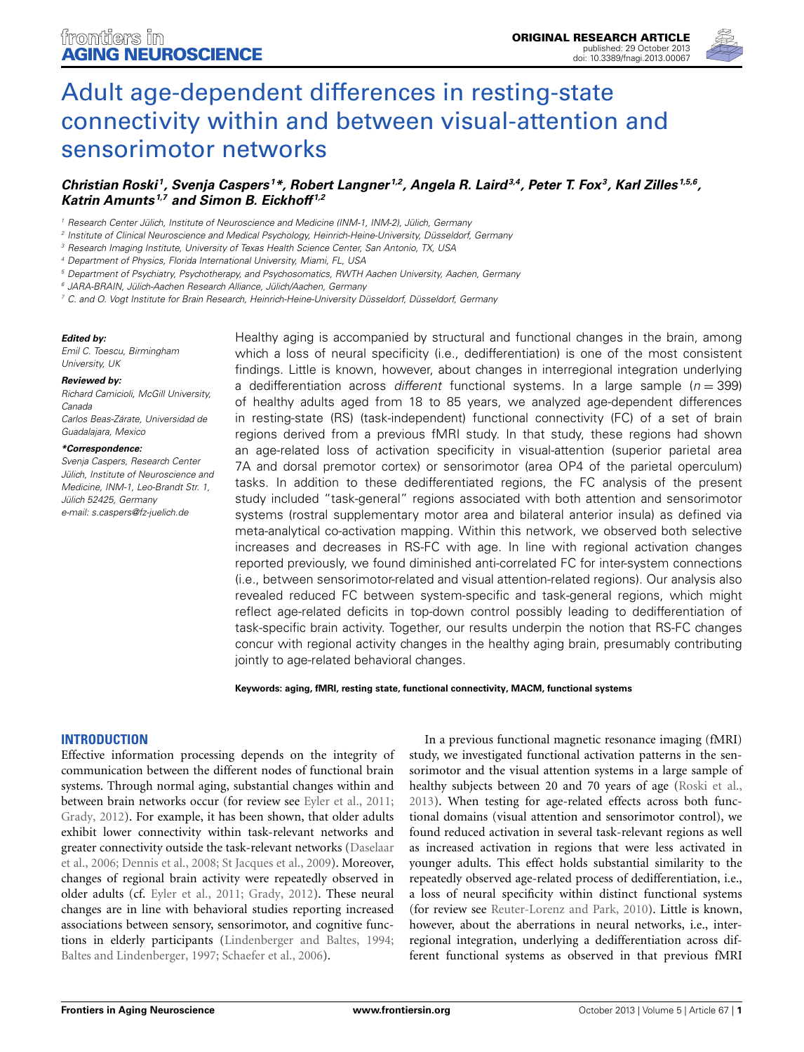# Adult age-dependent differences in resting-state connectivity within and between visual-attention and sensorimotor networks

***Christian Roski[1], Svenja Caspers[1]\*, Robert Langner[1,2], Angela R. Laird[3,4], Peter T. Fox[3], Karl Zilles[1,5,6], Katrin Amunts[1,7] and Simon B. Eickhoff[1,2]***

[1] Research Center Jülich, Institute of Neuroscience and Medicine (INM-1, INM-2), Jülich, Germany
[2] Institute of Clinical Neuroscience and Medical Psychology, Heinrich-Heine-University, Düsseldorf, Germany
[3] Research Imaging Institute, University of Texas Health Science Center, San Antonio, TX, USA
[4] Department of Physics, Florida International University, Miami, FL, USA
[5] Department of Psychiatry, Psychotherapy, and Psychosomatics, RWTH Aachen University, Aachen, Germany
[6] JARA-BRAIN, Jülich-Aachen Research Alliance, Jülich/Aachen, Germany
[7] C. and O. Vogt Institute for Brain Research, Heinrich-Heine-University Düsseldorf, Düsseldorf, Germany

***Edited by:***
*Emil C. Toescu, Birmingham University, UK*

***Reviewed by:***
*Richard Camicioli, McGill University, Canada*
*Carlos Beas-Zárate, Universidad de Guadalajara, Mexico*

***\*Correspondence:***
*Svenja Caspers, Research Center Jülich, Institute of Neuroscience and Medicine, INM-1, Leo-Brandt Str. 1, Jülich 52425, Germany*
*e-mail: s.caspers@fz-juelich.de*

Healthy aging is accompanied by structural and functional changes in the brain, among which a loss of neural specificity (i.e., dedifferentiation) is one of the most consistent findings. Little is known, however, about changes in interregional integration underlying a dedifferentiation across *different* functional systems. In a large sample ($n = 399$) of healthy adults aged from 18 to 85 years, we analyzed age-dependent differences in resting-state (RS) (task-independent) functional connectivity (FC) of a set of brain regions derived from a previous fMRI study. In that study, these regions had shown an age-related loss of activation specificity in visual-attention (superior parietal area 7A and dorsal premotor cortex) or sensorimotor (area OP4 of the parietal operculum) tasks. In addition to these dedifferentiated regions, the FC analysis of the present study included "task-general" regions associated with both attention and sensorimotor systems (rostral supplementary motor area and bilateral anterior insula) as defined via meta-analytical co-activation mapping. Within this network, we observed both selective increases and decreases in RS-FC with age. In line with regional activation changes reported previously, we found diminished anti-correlated FC for inter-system connections (i.e., between sensorimotor-related and visual attention-related regions). Our analysis also revealed reduced FC between system-specific and task-general regions, which might reflect age-related deficits in top-down control possibly leading to dedifferentiation of task-specific brain activity. Together, our results underpin the notion that RS-FC changes concur with regional activity changes in the healthy aging brain, presumably contributing jointly to age-related behavioral changes.

**Keywords: aging, fMRI, resting state, functional connectivity, MACM, functional systems**

## INTRODUCTION

Effective information processing depends on the integrity of communication between the different nodes of functional brain systems. Through normal aging, substantial changes within and between brain networks occur (for review see Eyler et al., 2011; Grady, 2012). For example, it has been shown, that older adults exhibit lower connectivity within task-relevant networks and greater connectivity outside the task-relevant networks (Daselaar et al., 2006; Dennis et al., 2008; St Jacques et al., 2009). Moreover, changes of regional brain activity were repeatedly observed in older adults (cf. Eyler et al., 2011; Grady, 2012). These neural changes are in line with behavioral studies reporting increased associations between sensory, sensorimotor, and cognitive functions in elderly participants (Lindenberger and Baltes, 1994; Baltes and Lindenberger, 1997; Schaefer et al., 2006).

In a previous functional magnetic resonance imaging (fMRI) study, we investigated functional activation patterns in the sensorimotor and the visual attention systems in a large sample of healthy subjects between 20 and 70 years of age (Roski et al., 2013). When testing for age-related effects across both functional domains (visual attention and sensorimotor control), we found reduced activation in several task-relevant regions as well as increased activation in regions that were less activated in younger adults. This effect holds substantial similarity to the repeatedly observed age-related process of dedifferentiation, i.e., a loss of neural specificity within distinct functional systems (for review see Reuter-Lorenz and Park, 2010). Little is known, however, about the aberrations in neural networks, i.e., interregional integration, underlying a dedifferentiation across different functional systems as observed in that previous fMRI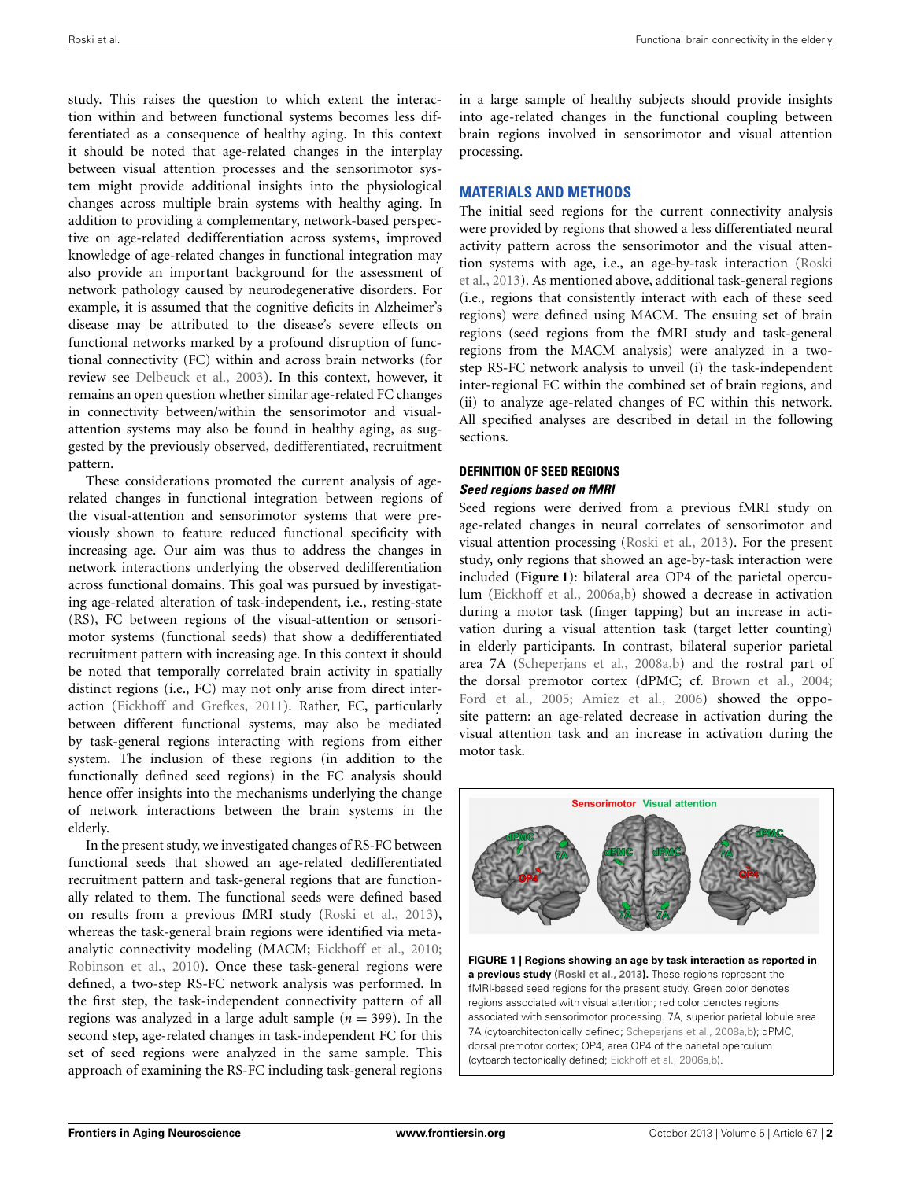study. This raises the question to which extent the interaction within and between functional systems becomes less differentiated as a consequence of healthy aging. In this context it should be noted that age-related changes in the interplay between visual attention processes and the sensorimotor system might provide additional insights into the physiological changes across multiple brain systems with healthy aging. In addition to providing a complementary, network-based perspective on age-related dedifferentiation across systems, improved knowledge of age-related changes in functional integration may also provide an important background for the assessment of network pathology caused by neurodegenerative disorders. For example, it is assumed that the cognitive deficits in Alzheimer's disease may be attributed to the disease's severe effects on functional networks marked by a profound disruption of functional connectivity (FC) within and across brain networks (for review see Delbeuck et al., 2003). In this context, however, it remains an open question whether similar age-related FC changes in connectivity between/within the sensorimotor and visual-attention systems may also be found in healthy aging, as suggested by the previously observed, dedifferentiated, recruitment pattern.

These considerations promoted the current analysis of age-related changes in functional integration between regions of the visual-attention and sensorimotor systems that were previously shown to feature reduced functional specificity with increasing age. Our aim was thus to address the changes in network interactions underlying the observed dedifferentiation across functional domains. This goal was pursued by investigating age-related alteration of task-independent, i.e., resting-state (RS), FC between regions of the visual-attention or sensorimotor systems (functional seeds) that show a dedifferentiated recruitment pattern with increasing age. In this context it should be noted that temporally correlated brain activity in spatially distinct regions (i.e., FC) may not only arise from direct interaction (Eickhoff and Grefkes, 2011). Rather, FC, particularly between different functional systems, may also be mediated by task-general regions interacting with regions from either system. The inclusion of these regions (in addition to the functionally defined seed regions) in the FC analysis should hence offer insights into the mechanisms underlying the change of network interactions between the brain systems in the elderly.

In the present study, we investigated changes of RS-FC between functional seeds that showed an age-related dedifferentiated recruitment pattern and task-general regions that are functionally related to them. The functional seeds were defined based on results from a previous fMRI study (Roski et al., 2013), whereas the task-general brain regions were identified via meta-analytic connectivity modeling (MACM; Eickhoff et al., 2010; Robinson et al., 2010). Once these task-general regions were defined, a two-step RS-FC network analysis was performed. In the first step, the task-independent connectivity pattern of all regions was analyzed in a large adult sample ($n = 399$). In the second step, age-related changes in task-independent FC for this set of seed regions were analyzed in the same sample. This approach of examining the RS-FC including task-general regions in a large sample of healthy subjects should provide insights into age-related changes in the functional coupling between brain regions involved in sensorimotor and visual attention processing.

## MATERIALS AND METHODS

The initial seed regions for the current connectivity analysis were provided by regions that showed a less differentiated neural activity pattern across the sensorimotor and the visual attention systems with age, i.e., an age-by-task interaction (Roski et al., 2013). As mentioned above, additional task-general regions (i.e., regions that consistently interact with each of these seed regions) were defined using MACM. The ensuing set of brain regions (seed regions from the fMRI study and task-general regions from the MACM analysis) were analyzed in a two-step RS-FC network analysis to unveil (i) the task-independent inter-regional FC within the combined set of brain regions, and (ii) to analyze age-related changes of FC within this network. All specified analyses are described in detail in the following sections.

### DEFINITION OF SEED REGIONS

#### *Seed regions based on fMRI*

Seed regions were derived from a previous fMRI study on age-related changes in neural correlates of sensorimotor and visual attention processing (Roski et al., 2013). For the present study, only regions that showed an age-by-task interaction were included (**Figure 1**): bilateral area OP4 of the parietal operculum (Eickhoff et al., 2006a,b) showed a decrease in activation during a motor task (finger tapping) but an increase in activation during a visual attention task (target letter counting) in elderly participants. In contrast, bilateral superior parietal area 7A (Scheperjans et al., 2008a,b) and the rostral part of the dorsal premotor cortex (dPMC; cf. Brown et al., 2004; Ford et al., 2005; Amiez et al., 2006) showed the opposite pattern: an age-related decrease in activation during the visual attention task and an increase in activation during the motor task.

**FIGURE 1 | Regions showing an age by task interaction as reported in a previous study (Roski et al., 2013).** These regions represent the fMRI-based seed regions for the present study. Green color denotes regions associated with visual attention; red color denotes regions associated with sensorimotor processing. 7A, superior parietal lobule area 7A (cytoarchitectonically defined; Scheperjans et al., 2008a,b); dPMC, dorsal premotor cortex; OP4, area OP4 of the parietal operculum (cytoarchitectonically defined; Eickhoff et al., 2006a,b).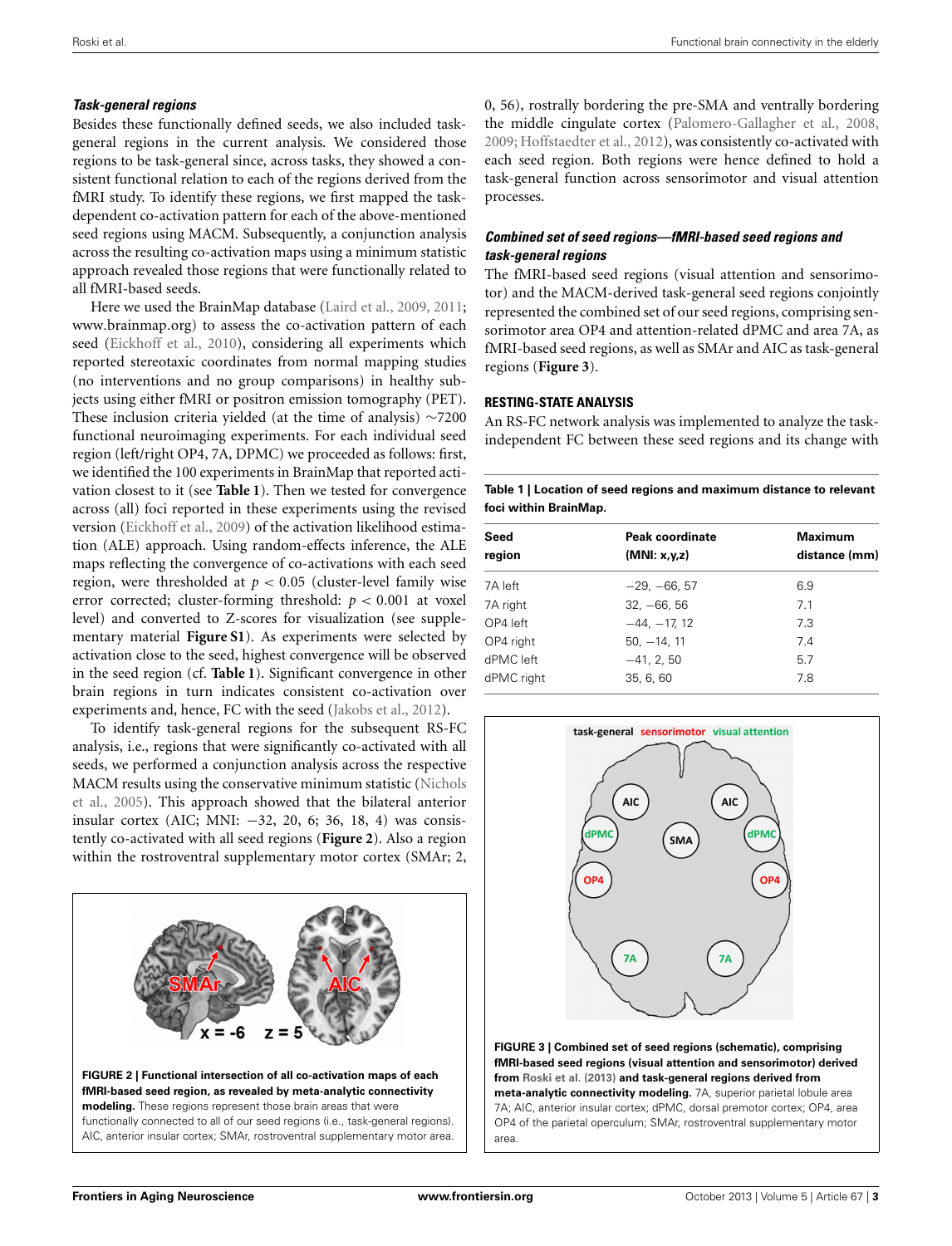### *Task-general regions*

Besides these functionally defined seeds, we also included task-general regions in the current analysis. We considered those regions to be task-general since, across tasks, they showed a consistent functional relation to each of the regions derived from the fMRI study. To identify these regions, we first mapped the task-dependent co-activation pattern for each of the above-mentioned seed regions using MACM. Subsequently, a conjunction analysis across the resulting co-activation maps using a minimum statistic approach revealed those regions that were functionally related to all fMRI-based seeds.

Here we used the BrainMap database (Laird et al., 2009, 2011; www.brainmap.org) to assess the co-activation pattern of each seed (Eickhoff et al., 2010), considering all experiments which reported stereotaxic coordinates from normal mapping studies (no interventions and no group comparisons) in healthy subjects using either fMRI or positron emission tomography (PET). These inclusion criteria yielded (at the time of analysis) ~7200 functional neuroimaging experiments. For each individual seed region (left/right OP4, 7A, DPMC) we proceeded as follows: first, we identified the 100 experiments in BrainMap that reported activation closest to it (see **Table 1**). Then we tested for convergence across (all) foci reported in these experiments using the revised version (Eickhoff et al., 2009) of the activation likelihood estimation (ALE) approach. Using random-effects inference, the ALE maps reflecting the convergence of co-activations with each seed region, were thresholded at $p < 0.05$ (cluster-level family wise error corrected; cluster-forming threshold: $p < 0.001$ at voxel level) and converted to Z-scores for visualization (see supplementary material **Figure S1**). As experiments were selected by activation close to the seed, highest convergence will be observed in the seed region (cf. **Table 1**). Significant convergence in other brain regions in turn indicates consistent co-activation over experiments and, hence, FC with the seed (Jakobs et al., 2012).

To identify task-general regions for the subsequent RS-FC analysis, i.e., regions that were significantly co-activated with all seeds, we performed a conjunction analysis across the respective MACM results using the conservative minimum statistic (Nichols et al., 2005). This approach showed that the bilateral anterior insular cortex (AIC; MNI: −32, 20, 6; 36, 18, 4) was consistently co-activated with all seed regions (**Figure 2**). Also a region within the rostroventral supplementary motor cortex (SMAr; 2, 0, 56), rostrally bordering the pre-SMA and ventrally bordering the middle cingulate cortex (Palomero-Gallagher et al., 2008, 2009; Hoffstaedter et al., 2012), was consistently co-activated with each seed region. Both regions were hence defined to hold a task-general function across sensorimotor and visual attention processes.

**FIGURE 2 | Functional intersection of all co-activation maps of each fMRI-based seed region, as revealed by meta-analytic connectivity modeling.** These regions represent those brain areas that were functionally connected to all of our seed regions (i.e., task-general regions). AIC, anterior insular cortex; SMAr, rostroventral supplementary motor area.

### *Combined set of seed regions—fMRI-based seed regions and task-general regions*

The fMRI-based seed regions (visual attention and sensorimotor) and the MACM-derived task-general seed regions conjointly represented the combined set of our seed regions, comprising sensorimotor area OP4 and attention-related dPMC and area 7A, as fMRI-based seed regions, as well as SMAr and AIC as task-general regions (**Figure 3**).

## RESTING-STATE ANALYSIS

An RS-FC network analysis was implemented to analyze the task-independent FC between these seed regions and its change with

**Table 1 | Location of seed regions and maximum distance to relevant foci within BrainMap.**

| Seed region | Peak coordinate (MNI: x,y,z) | Maximum distance (mm) |
|---|---|---|
| 7A left | −29, −66, 57 | 6.9 |
| 7A right | 32, −66, 56 | 7.1 |
| OP4 left | −44, −17, 12 | 7.3 |
| OP4 right | 50, −14, 11 | 7.4 |
| dPMC left | −41, 2, 50 | 5.7 |
| dPMC right | 35, 6, 60 | 7.8 |

**FIGURE 3 | Combined set of seed regions (schematic), comprising fMRI-based seed regions (visual attention and sensorimotor) derived from Roski et al. (2013) and task-general regions derived from meta-analytic connectivity modeling.** 7A, superior parietal lobule area 7A; AIC, anterior insular cortex; dPMC, dorsal premotor cortex; OP4, area OP4 of the parietal operculum; SMAr, rostroventral supplementary motor area.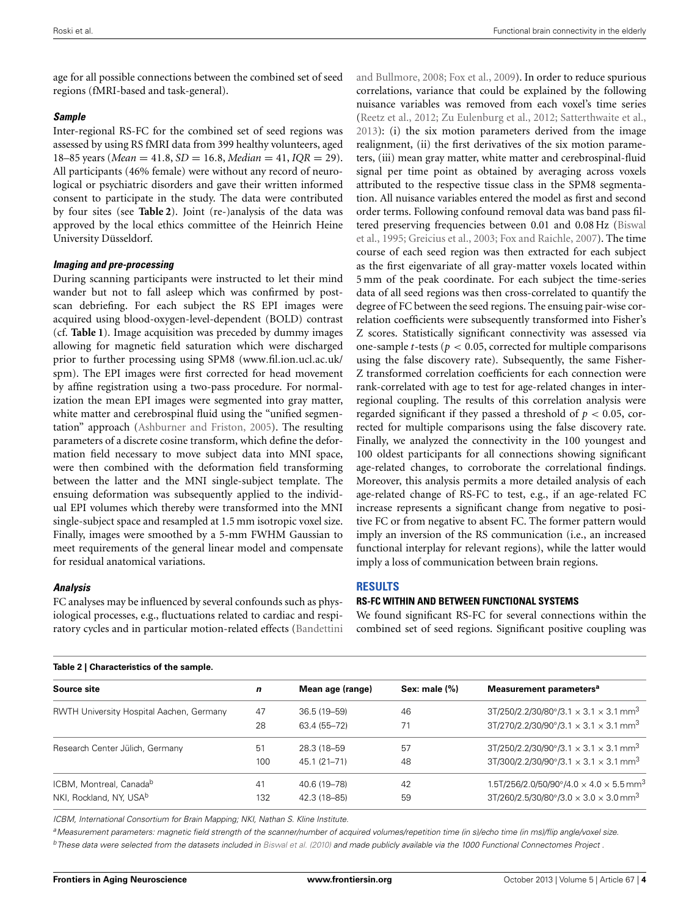age for all possible connections between the combined set of seed regions (fMRI-based and task-general).

### *Sample*

Inter-regional RS-FC for the combined set of seed regions was assessed by using RS fMRI data from 399 healthy volunteers, aged 18–85 years (*Mean* = 41.8, *SD* = 16.8, *Median* = 41, *IQR* = 29). All participants (46% female) were without any record of neurological or psychiatric disorders and gave their written informed consent to participate in the study. The data were contributed by four sites (see **Table 2**). Joint (re-)analysis of the data was approved by the local ethics committee of the Heinrich Heine University Düsseldorf.

### *Imaging and pre-processing*

During scanning participants were instructed to let their mind wander but not to fall asleep which was confirmed by post-scan debriefing. For each subject the RS EPI images were acquired using blood-oxygen-level-dependent (BOLD) contrast (cf. **Table 1**). Image acquisition was preceded by dummy images allowing for magnetic field saturation which were discharged prior to further processing using SPM8 (www.fil.ion.ucl.ac.uk/spm). The EPI images were first corrected for head movement by affine registration using a two-pass procedure. For normalization the mean EPI images were segmented into gray matter, white matter and cerebrospinal fluid using the "unified segmentation" approach (Ashburner and Friston, 2005). The resulting parameters of a discrete cosine transform, which define the deformation field necessary to move subject data into MNI space, were then combined with the deformation field transforming between the latter and the MNI single-subject template. The ensuing deformation was subsequently applied to the individual EPI volumes which thereby were transformed into the MNI single-subject space and resampled at 1.5 mm isotropic voxel size. Finally, images were smoothed by a 5-mm FWHM Gaussian to meet requirements of the general linear model and compensate for residual anatomical variations.

### *Analysis*

FC analyses may be influenced by several confounds such as physiological processes, e.g., fluctuations related to cardiac and respiratory cycles and in particular motion-related effects (Bandettini and Bullmore, 2008; Fox et al., 2009). In order to reduce spurious correlations, variance that could be explained by the following nuisance variables was removed from each voxel's time series (Reetz et al., 2012; Zu Eulenburg et al., 2012; Satterthwaite et al., 2013): (i) the six motion parameters derived from the image realignment, (ii) the first derivatives of the six motion parameters, (iii) mean gray matter, white matter and cerebrospinal-fluid signal per time point as obtained by averaging across voxels attributed to the respective tissue class in the SPM8 segmentation. All nuisance variables entered the model as first and second order terms. Following confound removal data was band pass filtered preserving frequencies between 0.01 and 0.08 Hz (Biswal et al., 1995; Greicius et al., 2003; Fox and Raichle, 2007). The time course of each seed region was then extracted for each subject as the first eigenvariate of all gray-matter voxels located within 5 mm of the peak coordinate. For each subject the time-series data of all seed regions was then cross-correlated to quantify the degree of FC between the seed regions. The ensuing pair-wise correlation coefficients were subsequently transformed into Fisher's Z scores. Statistically significant connectivity was assessed via one-sample *t*-tests ($p < 0.05$, corrected for multiple comparisons using the false discovery rate). Subsequently, the same Fisher-Z transformed correlation coefficients for each connection were rank-correlated with age to test for age-related changes in inter-regional coupling. The results of this correlation analysis were regarded significant if they passed a threshold of $p < 0.05$, corrected for multiple comparisons using the false discovery rate. Finally, we analyzed the connectivity in the 100 youngest and 100 oldest participants for all connections showing significant age-related changes, to corroborate the correlational findings. Moreover, this analysis permits a more detailed analysis of each age-related change of RS-FC to test, e.g., if an age-related FC increase represents a significant change from negative to positive FC or from negative to absent FC. The former pattern would imply an inversion of the RS communication (i.e., an increased functional interplay for relevant regions), while the latter would imply a loss of communication between brain regions.

## RESULTS

### RS-FC WITHIN AND BETWEEN FUNCTIONAL SYSTEMS

We found significant RS-FC for several connections within the combined set of seed regions. Significant positive coupling was

**Table 2 | Characteristics of the sample.**

| Source site | *n* | Mean age (range) | Sex: male (%) | Measurement parameters[a] |
|---|---|---|---|---|
| RWTH University Hospital Aachen, Germany | 47 | 36.5 (19–59) | 46 | 3T/250/2.2/30/80°/3.1 × 3.1 × 3.1 mm³ |
| | 28 | 63.4 (55–72) | 71 | 3T/270/2.2/30/90°/3.1 × 3.1 × 3.1 mm³ |
| Research Center Jülich, Germany | 51 | 28.3 (18–59 | 57 | 3T/250/2.2/30/90°/3.1 × 3.1 × 3.1 mm³ |
| | 100 | 45.1 (21–71) | 48 | 3T/300/2.2/30/90°/3.1 × 3.1 × 3.1 mm³ |
| ICBM, Montreal, Canada[b] | 41 | 40.6 (19–78) | 42 | 1.5T/256/2.0/50/90°/4.0 × 4.0 × 5.5 mm³ |
| NKI, Rockland, NY, USA[b] | 132 | 42.3 (18–85) | 59 | 3T/260/2.5/30/80°/3.0 × 3.0 × 3.0 mm³ |

*ICBM, International Consortium for Brain Mapping; NKI, Nathan S. Kline Institute.*

[a] *Measurement parameters: magnetic field strength of the scanner/number of acquired volumes/repetition time (in s)/echo time (in ms)/flip angle/voxel size.*

[b] *These data were selected from the datasets included in Biswal et al. (2010) and made publicly available via the 1000 Functional Connectomes Project .*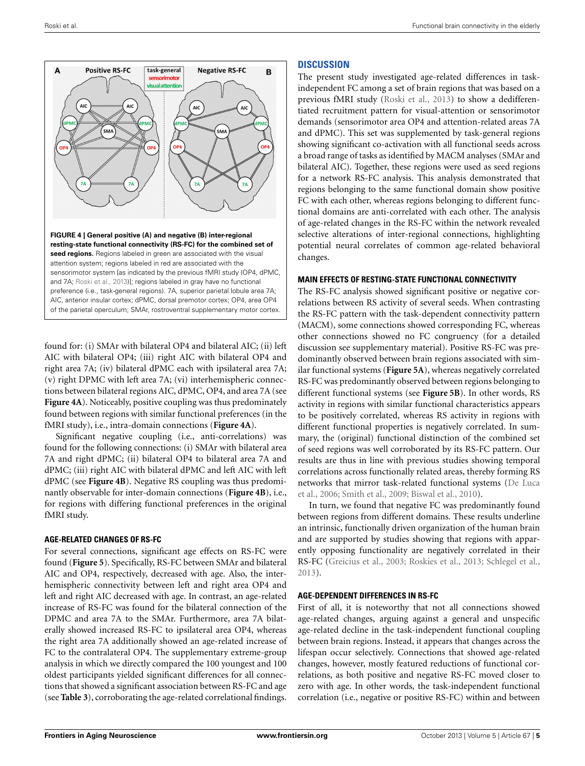**FIGURE 4 | General positive (A) and negative (B) inter-regional resting-state functional connectivity (RS-FC) for the combined set of seed regions.** Regions labeled in green are associated with the visual attention system; regions labeled in red are associated with the sensorimotor system [as indicated by the previous fMRI study (OP4, dPMC, and 7A; Roski et al., 2013)]; regions labeled in gray have no functional preference (i.e., task-general regions). 7A, superior parietal lobule area 7A; AIC, anterior insular cortex; dPMC, dorsal premotor cortex; OP4, area OP4 of the parietal operculum; SMAr, rostroventral supplementary motor cortex.

found for: (i) SMAr with bilateral OP4 and bilateral AIC; (ii) left AIC with bilateral OP4; (iii) right AIC with bilateral OP4 and right area 7A; (iv) bilateral dPMC each with ipsilateral area 7A; (v) right DPMC with left area 7A; (vi) interhemispheric connections between bilateral regions AIC, dPMC, OP4, and area 7A (see **Figure 4A**). Noticeably, positive coupling was thus predominately found between regions with similar functional preferences (in the fMRI study), i.e., intra-domain connections (**Figure 4A**).

Significant negative coupling (i.e., anti-correlations) was found for the following connections: (i) SMAr with bilateral area 7A and right dPMC; (ii) bilateral OP4 to bilateral area 7A and dPMC; (iii) right AIC with bilateral dPMC and left AIC with left dPMC (see **Figure 4B**). Negative RS coupling was thus predominantly observable for inter-domain connections (**Figure 4B**), i.e., for regions with differing functional preferences in the original fMRI study.

### AGE-RELATED CHANGES OF RS-FC

For several connections, significant age effects on RS-FC were found (**Figure 5**). Specifically, RS-FC between SMAr and bilateral AIC and OP4, respectively, decreased with age. Also, the interhemispheric connectivity between left and right area OP4 and left and right AIC decreased with age. In contrast, an age-related increase of RS-FC was found for the bilateral connection of the DPMC and area 7A to the SMAr. Furthermore, area 7A bilaterally showed increased RS-FC to ipsilateral area OP4, whereas the right area 7A additionally showed an age-related increase of FC to the contralateral OP4. The supplementary extreme-group analysis in which we directly compared the 100 youngest and 100 oldest participants yielded significant differences for all connections that showed a significant association between RS-FC and age (see **Table 3**), corroborating the age-related correlational findings.

## DISCUSSION

The present study investigated age-related differences in task-independent FC among a set of brain regions that was based on a previous fMRI study (Roski et al., 2013) to show a dedifferentiated recruitment pattern for visual-attention or sensorimotor demands (sensorimotor area OP4 and attention-related areas 7A and dPMC). This set was supplemented by task-general regions showing significant co-activation with all functional seeds across a broad range of tasks as identified by MACM analyses (SMAr and bilateral AIC). Together, these regions were used as seed regions for a network RS-FC analysis. This analysis demonstrated that regions belonging to the same functional domain show positive FC with each other, whereas regions belonging to different functional domains are anti-correlated with each other. The analysis of age-related changes in the RS-FC within the network revealed selective alterations of inter-regional connections, highlighting potential neural correlates of common age-related behavioral changes.

### MAIN EFFECTS OF RESTING-STATE FUNCTIONAL CONNECTIVITY

The RS-FC analysis showed significant positive or negative correlations between RS activity of several seeds. When contrasting the RS-FC pattern with the task-dependent connectivity pattern (MACM), some connections showed corresponding FC, whereas other connections showed no FC congruency (for a detailed discussion see supplementary material). Positive RS-FC was predominantly observed between brain regions associated with similar functional systems (**Figure 5A**), whereas negatively correlated RS-FC was predominantly observed between regions belonging to different functional systems (see **Figure 5B**). In other words, RS activity in regions with similar functional characteristics appears to be positively correlated, whereas RS activity in regions with different functional properties is negatively correlated. In summary, the (original) functional distinction of the combined set of seed regions was well corroborated by its RS-FC pattern. Our results are thus in line with previous studies showing temporal correlations across functionally related areas, thereby forming RS networks that mirror task-related functional systems (De Luca et al., 2006; Smith et al., 2009; Biswal et al., 2010).

In turn, we found that negative FC was predominantly found between regions from different domains. These results underline an intrinsic, functionally driven organization of the human brain and are supported by studies showing that regions with apparently opposing functionality are negatively correlated in their RS-FC (Greicius et al., 2003; Roskies et al., 2013; Schlegel et al., 2013).

### AGE-DEPENDENT DIFFERENCES IN RS-FC

First of all, it is noteworthy that not all connections showed age-related changes, arguing against a general and unspecific age-related decline in the task-independent functional coupling between brain regions. Instead, it appears that changes across the lifespan occur selectively. Connections that showed age-related changes, however, mostly featured reductions of functional correlations, as both positive and negative RS-FC moved closer to zero with age. In other words, the task-independent functional correlation (i.e., negative or positive RS-FC) within and between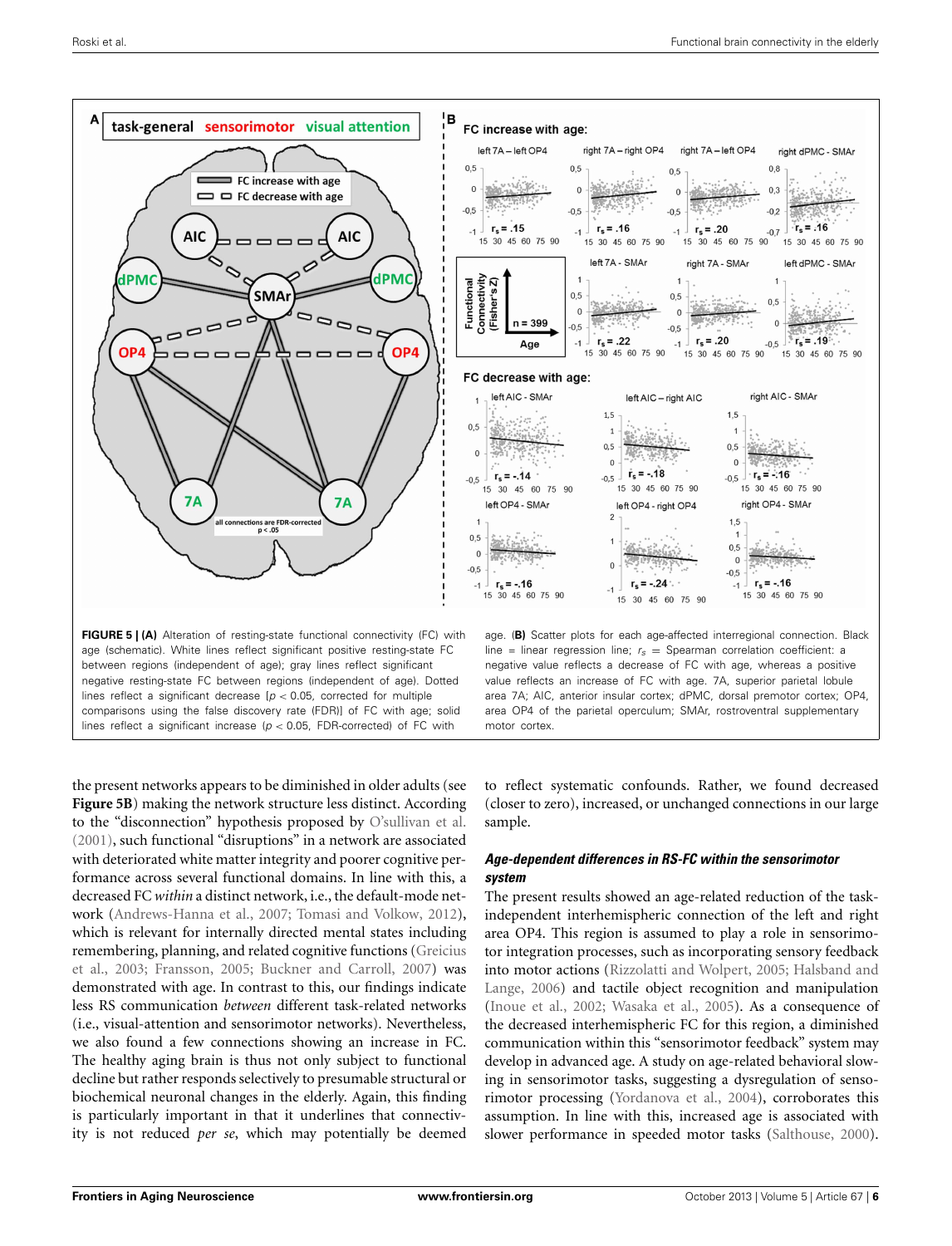**FIGURE 5 | (A)** Alteration of resting-state functional connectivity (FC) with age (schematic). White lines reflect significant positive resting-state FC between regions (independent of age); gray lines reflect significant negative resting-state FC between regions (independent of age). Dotted lines reflect a significant decrease [$p < 0.05$, corrected for multiple comparisons using the false discovery rate (FDR)] of FC with age; solid lines reflect a significant increase ($p < 0.05$, FDR-corrected) of FC with age. **(B)** Scatter plots for each age-affected interregional connection. Black line = linear regression line; $r_s$ = Spearman correlation coefficient: a negative value reflects a decrease of FC with age, whereas a positive value reflects an increase of FC with age. 7A, superior parietal lobule area 7A; AIC, anterior insular cortex; dPMC, dorsal premotor cortex; OP4, area OP4 of the parietal operculum; SMAr, rostroventral supplementary motor cortex.

the present networks appears to be diminished in older adults (see **Figure 5B**) making the network structure less distinct. According to the "disconnection" hypothesis proposed by O'sullivan et al. (2001), such functional "disruptions" in a network are associated with deteriorated white matter integrity and poorer cognitive performance across several functional domains. In line with this, a decreased FC *within* a distinct network, i.e., the default-mode network (Andrews-Hanna et al., 2007; Tomasi and Volkow, 2012), which is relevant for internally directed mental states including remembering, planning, and related cognitive functions (Greicius et al., 2003; Fransson, 2005; Buckner and Carroll, 2007) was demonstrated with age. In contrast to this, our findings indicate less RS communication *between* different task-related networks (i.e., visual-attention and sensorimotor networks). Nevertheless, we also found a few connections showing an increase in FC. The healthy aging brain is thus not only subject to functional decline but rather responds selectively to presumable structural or biochemical neuronal changes in the elderly. Again, this finding is particularly important in that it underlines that connectivity is not reduced *per se*, which may potentially be deemed to reflect systematic confounds. Rather, we found decreased (closer to zero), increased, or unchanged connections in our large sample.

### *Age-dependent differences in RS-FC within the sensorimotor system*

The present results showed an age-related reduction of the task-independent interhemispheric connection of the left and right area OP4. This region is assumed to play a role in sensorimotor integration processes, such as incorporating sensory feedback into motor actions (Rizzolatti and Wolpert, 2005; Halsband and Lange, 2006) and tactile object recognition and manipulation (Inoue et al., 2002; Wasaka et al., 2005). As a consequence of the decreased interhemispheric FC for this region, a diminished communication within this "sensorimotor feedback" system may develop in advanced age. A study on age-related behavioral slowing in sensorimotor tasks, suggesting a dysregulation of sensorimotor processing (Yordanova et al., 2004), corroborates this assumption. In line with this, increased age is associated with slower performance in speeded motor tasks (Salthouse, 2000).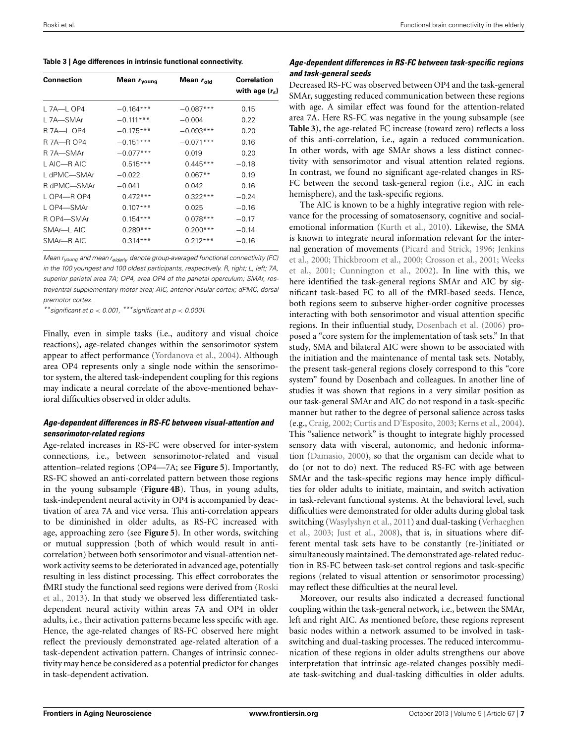**Table 3 | Age differences in intrinsic functional connectivity.**

| Connection | Mean $r_{young}$ | Mean $r_{old}$ | Correlation with age ($r_s$) |
|---|---|---|---|
| L 7A—L OP4 | −0.164*** | −0.087*** | 0.15 |
| L 7A—SMAr | −0.111*** | −0.004 | 0.22 |
| R 7A—L OP4 | −0.175*** | −0.093*** | 0.20 |
| R 7A—R OP4 | −0.151*** | −0.071*** | 0.16 |
| R 7A—SMAr | −0.077*** | 0.019 | 0.20 |
| L AIC—R AIC | 0.515*** | 0.445*** | −0.18 |
| L dPMC—SMAr | −0.022 | 0.067** | 0.19 |
| R dPMC—SMAr | −0.041 | 0.042 | 0.16 |
| L OP4—R OP4 | 0.472*** | 0.322*** | −0.24 |
| L OP4—SMAr | 0.107*** | 0.025 | −0.16 |
| R OP4—SMAr | 0.154*** | 0.078*** | −0.17 |
| SMAr—L AIC | 0.289*** | 0.200*** | −0.14 |
| SMAr—R AIC | 0.314*** | 0.212*** | −0.16 |

*Mean $r_{young}$ and mean $r_{elderly}$ denote group-averaged functional connectivity (FC) in the 100 youngest and 100 oldest participants, respectively. R, right; L, left; 7A, superior parietal area 7A; OP4, area OP4 of the parietal operculum; SMAr, rostroventral supplementary motor area; AIC, anterior insular cortex; dPMC, dorsal premotor cortex.*

*$^{**}$significant at $p < 0.001$, $^{***}$significant at $p < 0.0001$.*

Finally, even in simple tasks (i.e., auditory and visual choice reactions), age-related changes within the sensorimotor system appear to affect performance (Yordanova et al., 2004). Although area OP4 represents only a single node within the sensorimotor system, the altered task-independent coupling for this regions may indicate a neural correlate of the above-mentioned behavioral difficulties observed in older adults.

### *Age-dependent differences in RS-FC between visual-attention and sensorimotor-related regions*

Age-related increases in RS-FC were observed for inter-system connections, i.e., between sensorimotor-related and visual attention–related regions (OP4—7A; see **Figure 5**). Importantly, RS-FC showed an anti-correlated pattern between those regions in the young subsample (**Figure 4B**). Thus, in young adults, task-independent neural activity in OP4 is accompanied by deactivation of area 7A and vice versa. This anti-correlation appears to be diminished in older adults, as RS-FC increased with age, approaching zero (see **Figure 5**). In other words, switching or mutual suppression (both of which would result in anti-correlation) between both sensorimotor and visual-attention network activity seems to be deteriorated in advanced age, potentially resulting in less distinct processing. This effect corroborates the fMRI study the functional seed regions were derived from (Roski et al., 2013). In that study we observed less differentiated task-dependent neural activity within areas 7A and OP4 in older adults, i.e., their activation patterns became less specific with age. Hence, the age-related changes of RS-FC observed here might reflect the previously demonstrated age-related alteration of a task-dependent activation pattern. Changes of intrinsic connectivity may hence be considered as a potential predictor for changes in task-dependent activation.

### *Age-dependent differences in RS-FC between task-specific regions and task-general seeds*

Decreased RS-FC was observed between OP4 and the task-general SMAr, suggesting reduced communication between these regions with age. A similar effect was found for the attention-related area 7A. Here RS-FC was negative in the young subsample (see **Table 3**), the age-related FC increase (toward zero) reflects a loss of this anti-correlation, i.e., again a reduced communication. In other words, with age SMAr shows a less distinct connectivity with sensorimotor and visual attention related regions. In contrast, we found no significant age-related changes in RS-FC between the second task-general region (i.e., AIC in each hemisphere), and the task-specific regions.

The AIC is known to be a highly integrative region with relevance for the processing of somatosensory, cognitive and social-emotional information (Kurth et al., 2010). Likewise, the SMA is known to integrate neural information relevant for the internal generation of movements (Picard and Strick, 1996; Jenkins et al., 2000; Thickbroom et al., 2000; Crosson et al., 2001; Weeks et al., 2001; Cunnington et al., 2002). In line with this, we here identified the task-general regions SMAr and AIC by significant task-based FC to all of the fMRI-based seeds. Hence, both regions seem to subserve higher-order cognitive processes interacting with both sensorimotor and visual attention specific regions. In their influential study, Dosenbach et al. (2006) proposed a "core system for the implementation of task sets." In that study, SMA and bilateral AIC were shown to be associated with the initiation and the maintenance of mental task sets. Notably, the present task-general regions closely correspond to this "core system" found by Dosenbach and colleagues. In another line of studies it was shown that regions in a very similar position as our task-general SMAr and AIC do not respond in a task-specific manner but rather to the degree of personal salience across tasks (e.g., Craig, 2002; Curtis and D'Esposito, 2003; Kerns et al., 2004). This "salience network" is thought to integrate highly processed sensory data with visceral, autonomic, and hedonic information (Damasio, 2000), so that the organism can decide what to do (or not to do) next. The reduced RS-FC with age between SMAr and the task-specific regions may hence imply difficulties for older adults to initiate, maintain, and switch activation in task-relevant functional systems. At the behavioral level, such difficulties were demonstrated for older adults during global task switching (Wasylyshyn et al., 2011) and dual-tasking (Verhaeghen et al., 2003; Just et al., 2008), that is, in situations where different mental task sets have to be constantly (re-)initiated or simultaneously maintained. The demonstrated age-related reduction in RS-FC between task-set control regions and task-specific regions (related to visual attention or sensorimotor processing) may reflect these difficulties at the neural level.

Moreover, our results also indicated a decreased functional coupling within the task-general network, i.e., between the SMAr, left and right AIC. As mentioned before, these regions represent basic nodes within a network assumed to be involved in task-switching and dual-tasking processes. The reduced intercommunication of these regions in older adults strengthens our above interpretation that intrinsic age-related changes possibly mediate task-switching and dual-tasking difficulties in older adults.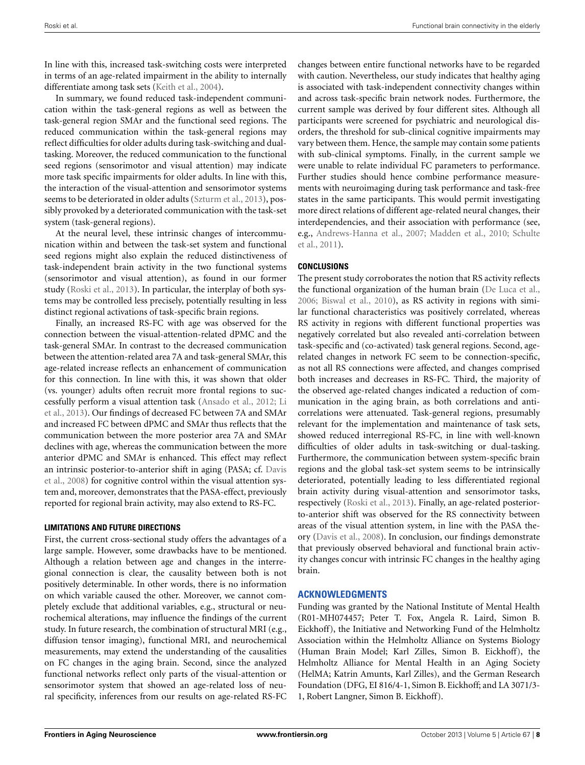In line with this, increased task-switching costs were interpreted in terms of an age-related impairment in the ability to internally differentiate among task sets (Keith et al., 2004).

In summary, we found reduced task-independent communication within the task-general regions as well as between the task-general region SMAr and the functional seed regions. The reduced communication within the task-general regions may reflect difficulties for older adults during task-switching and dual-tasking. Moreover, the reduced communication to the functional seed regions (sensorimotor and visual attention) may indicate more task specific impairments for older adults. In line with this, the interaction of the visual-attention and sensorimotor systems seems to be deteriorated in older adults (Szturm et al., 2013), possibly provoked by a deteriorated communication with the task-set system (task-general regions).

At the neural level, these intrinsic changes of intercommunication within and between the task-set system and functional seed regions might also explain the reduced distinctiveness of task-independent brain activity in the two functional systems (sensorimotor and visual attention), as found in our former study (Roski et al., 2013). In particular, the interplay of both systems may be controlled less precisely, potentially resulting in less distinct regional activations of task-specific brain regions.

Finally, an increased RS-FC with age was observed for the connection between the visual-attention-related dPMC and the task-general SMAr. In contrast to the decreased communication between the attention-related area 7A and task-general SMAr, this age-related increase reflects an enhancement of communication for this connection. In line with this, it was shown that older (vs. younger) adults often recruit more frontal regions to successfully perform a visual attention task (Ansado et al., 2012; Li et al., 2013). Our findings of decreased FC between 7A and SMAr and increased FC between dPMC and SMAr thus reflects that the communication between the more posterior area 7A and SMAr declines with age, whereas the communication between the more anterior dPMC and SMAr is enhanced. This effect may reflect an intrinsic posterior-to-anterior shift in aging (PASA; cf. Davis et al., 2008) for cognitive control within the visual attention system and, moreover, demonstrates that the PASA-effect, previously reported for regional brain activity, may also extend to RS-FC.

## LIMITATIONS AND FUTURE DIRECTIONS

First, the current cross-sectional study offers the advantages of a large sample. However, some drawbacks have to be mentioned. Although a relation between age and changes in the interregional connection is clear, the causality between both is not positively determinable. In other words, there is no information on which variable caused the other. Moreover, we cannot completely exclude that additional variables, e.g., structural or neurochemical alterations, may influence the findings of the current study. In future research, the combination of structural MRI (e.g., diffusion tensor imaging), functional MRI, and neurochemical measurements, may extend the understanding of the causalities on FC changes in the aging brain. Second, since the analyzed functional networks reflect only parts of the visual-attention or sensorimotor system that showed an age-related loss of neural specificity, inferences from our results on age-related RS-FC changes between entire functional networks have to be regarded with caution. Nevertheless, our study indicates that healthy aging is associated with task-independent connectivity changes within and across task-specific brain network nodes. Furthermore, the current sample was derived by four different sites. Although all participants were screened for psychiatric and neurological disorders, the threshold for sub-clinical cognitive impairments may vary between them. Hence, the sample may contain some patients with sub-clinical symptoms. Finally, in the current sample we were unable to relate individual FC parameters to performance. Further studies should hence combine performance measurements with neuroimaging during task performance and task-free states in the same participants. This would permit investigating more direct relations of different age-related neural changes, their interdependencies, and their association with performance (see, e.g., Andrews-Hanna et al., 2007; Madden et al., 2010; Schulte et al., 2011).

## CONCLUSIONS

The present study corroborates the notion that RS activity reflects the functional organization of the human brain (De Luca et al., 2006; Biswal et al., 2010), as RS activity in regions with similar functional characteristics was positively correlated, whereas RS activity in regions with different functional properties was negatively correlated but also revealed anti-correlation between task-specific and (co-activated) task general regions. Second, age-related changes in network FC seem to be connection-specific, as not all RS connections were affected, and changes comprised both increases and decreases in RS-FC. Third, the majority of the observed age-related changes indicated a reduction of communication in the aging brain, as both correlations and anti-correlations were attenuated. Task-general regions, presumably relevant for the implementation and maintenance of task sets, showed reduced interregional RS-FC, in line with well-known difficulties of older adults in task-switching or dual-tasking. Furthermore, the communication between system-specific brain regions and the global task-set system seems to be intrinsically deteriorated, potentially leading to less differentiated regional brain activity during visual-attention and sensorimotor tasks, respectively (Roski et al., 2013). Finally, an age-related posterior-to-anterior shift was observed for the RS connectivity between areas of the visual attention system, in line with the PASA theory (Davis et al., 2008). In conclusion, our findings demonstrate that previously observed behavioral and functional brain activity changes concur with intrinsic FC changes in the healthy aging brain.

## ACKNOWLEDGMENTS

Funding was granted by the National Institute of Mental Health (R01-MH074457; Peter T. Fox, Angela R. Laird, Simon B. Eickhoff), the Initiative and Networking Fund of the Helmholtz Association within the Helmholtz Alliance on Systems Biology (Human Brain Model; Karl Zilles, Simon B. Eickhoff), the Helmholtz Alliance for Mental Health in an Aging Society (HelMA; Katrin Amunts, Karl Zilles), and the German Research Foundation (DFG, EI 816/4-1, Simon B. Eickhoff; and LA 3071/3-1, Robert Langner, Simon B. Eickhoff).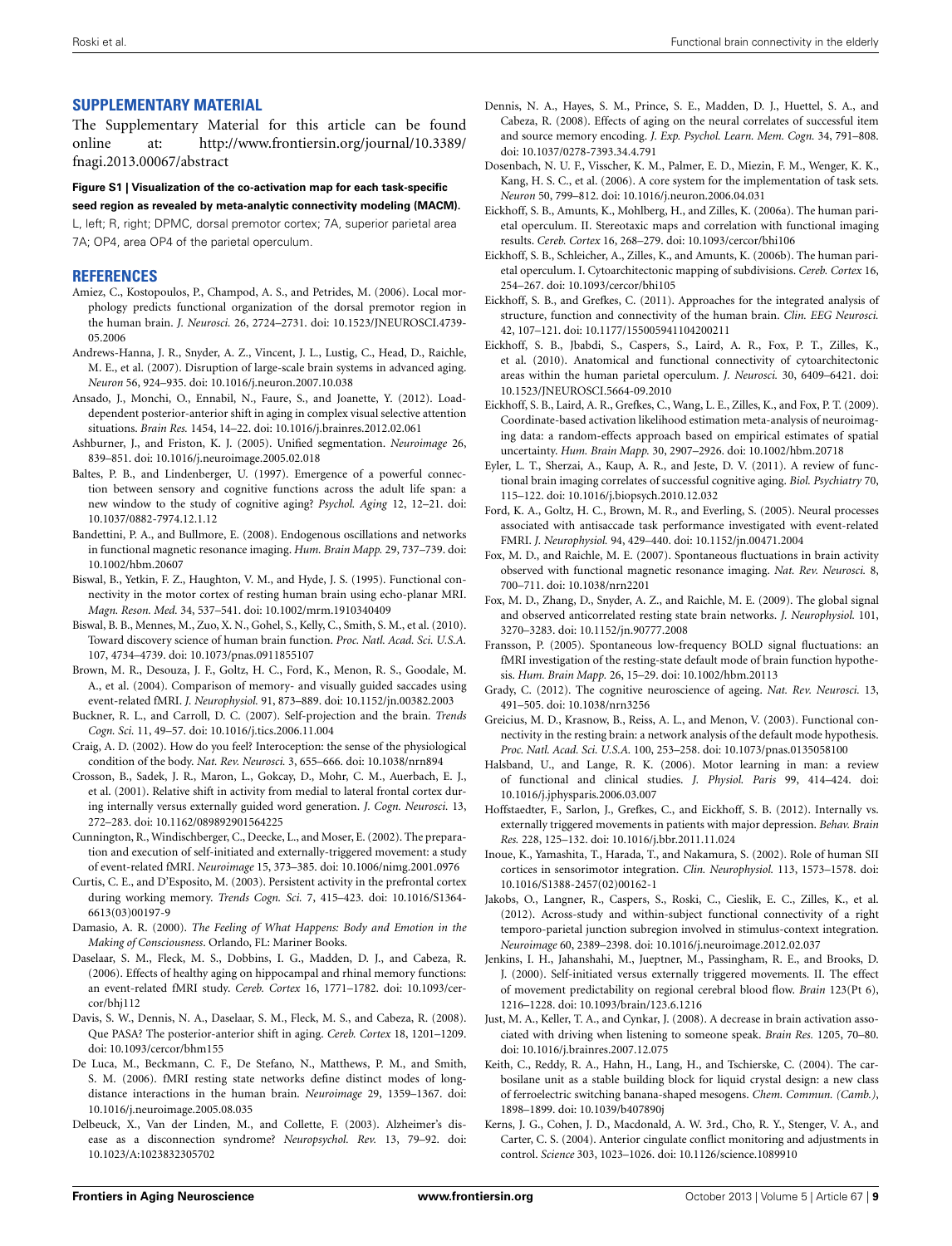## SUPPLEMENTARY MATERIAL

The Supplementary Material for this article can be found online at: http://www.frontiersin.org/journal/10.3389/fnagi.2013.00067/abstract

**Figure S1 | Visualization of the co-activation map for each task-specific seed region as revealed by meta-analytic connectivity modeling (MACM).** L, left; R, right; DPMC, dorsal premotor cortex; 7A, superior parietal area 7A; OP4, area OP4 of the parietal operculum.

## REFERENCES

Amiez, C., Kostopoulos, P., Champod, A. S., and Petrides, M. (2006). Local morphology predicts functional organization of the dorsal premotor region in the human brain. *J. Neurosci.* 26, 2724–2731. doi: 10.1523/JNEUROSCI.4739-05.2006

Andrews-Hanna, J. R., Snyder, A. Z., Vincent, J. L., Lustig, C., Head, D., Raichle, M. E., et al. (2007). Disruption of large-scale brain systems in advanced aging. *Neuron* 56, 924–935. doi: 10.1016/j.neuron.2007.10.038

Ansado, J., Monchi, O., Ennabil, N., Faure, S., and Joanette, Y. (2012). Load-dependent posterior-anterior shift in aging in complex visual selective attention situations. *Brain Res.* 1454, 14–22. doi: 10.1016/j.brainres.2012.02.061

Ashburner, J., and Friston, K. J. (2005). Unified segmentation. *Neuroimage* 26, 839–851. doi: 10.1016/j.neuroimage.2005.02.018

Baltes, P. B., and Lindenberger, U. (1997). Emergence of a powerful connection between sensory and cognitive functions across the adult life span: a new window to the study of cognitive aging? *Psychol. Aging* 12, 12–21. doi: 10.1037/0882-7974.12.1.12

Bandettini, P. A., and Bullmore, E. (2008). Endogenous oscillations and networks in functional magnetic resonance imaging. *Hum. Brain Mapp.* 29, 737–739. doi: 10.1002/hbm.20607

Biswal, B., Yetkin, F. Z., Haughton, V. M., and Hyde, J. S. (1995). Functional connectivity in the motor cortex of resting human brain using echo-planar MRI. *Magn. Reson. Med.* 34, 537–541. doi: 10.1002/mrm.1910340409

Biswal, B. B., Mennes, M., Zuo, X. N., Gohel, S., Kelly, C., Smith, S. M., et al. (2010). Toward discovery science of human brain function. *Proc. Natl. Acad. Sci. U.S.A.* 107, 4734–4739. doi: 10.1073/pnas.0911855107

Brown, M. R., Desouza, J. F., Goltz, H. C., Ford, K., Menon, R. S., Goodale, M. A., et al. (2004). Comparison of memory- and visually guided saccades using event-related fMRI. *J. Neurophysiol.* 91, 873–889. doi: 10.1152/jn.00382.2003

Buckner, R. L., and Carroll, D. C. (2007). Self-projection and the brain. *Trends Cogn. Sci.* 11, 49–57. doi: 10.1016/j.tics.2006.11.004

Craig, A. D. (2002). How do you feel? Interoception: the sense of the physiological condition of the body. *Nat. Rev. Neurosci.* 3, 655–666. doi: 10.1038/nrn894

Crosson, B., Sadek, J. R., Maron, L., Gokcay, D., Mohr, C. M., Auerbach, E. J., et al. (2001). Relative shift in activity from medial to lateral frontal cortex during internally versus externally guided word generation. *J. Cogn. Neurosci.* 13, 272–283. doi: 10.1162/089892901564225

Cunnington, R., Windischberger, C., Deecke, L., and Moser, E. (2002). The preparation and execution of self-initiated and externally-triggered movement: a study of event-related fMRI. *Neuroimage* 15, 373–385. doi: 10.1006/nimg.2001.0976

Curtis, C. E., and D'Esposito, M. (2003). Persistent activity in the prefrontal cortex during working memory. *Trends Cogn. Sci.* 7, 415–423. doi: 10.1016/S1364-6613(03)00197-9

Damasio, A. R. (2000). *The Feeling of What Happens: Body and Emotion in the Making of Consciousness*. Orlando, FL: Mariner Books.

Daselaar, S. M., Fleck, M. S., Dobbins, I. G., Madden, D. J., and Cabeza, R. (2006). Effects of healthy aging on hippocampal and rhinal memory functions: an event-related fMRI study. *Cereb. Cortex* 16, 1771–1782. doi: 10.1093/cercor/bhj112

Davis, S. W., Dennis, N. A., Daselaar, S. M., Fleck, M. S., and Cabeza, R. (2008). Que PASA? The posterior-anterior shift in aging. *Cereb. Cortex* 18, 1201–1209. doi: 10.1093/cercor/bhm155

De Luca, M., Beckmann, C. F., De Stefano, N., Matthews, P. M., and Smith, S. M. (2006). fMRI resting state networks define distinct modes of long-distance interactions in the human brain. *Neuroimage* 29, 1359–1367. doi: 10.1016/j.neuroimage.2005.08.035

Delbeuck, X., Van der Linden, M., and Collette, F. (2003). Alzheimer's disease as a disconnection syndrome? *Neuropsychol. Rev.* 13, 79–92. doi: 10.1023/A:1023832305702

Dennis, N. A., Hayes, S. M., Prince, S. E., Madden, D. J., Huettel, S. A., and Cabeza, R. (2008). Effects of aging on the neural correlates of successful item and source memory encoding. *J. Exp. Psychol. Learn. Mem. Cogn.* 34, 791–808. doi: 10.1037/0278-7393.34.4.791

Dosenbach, N. U. F., Visscher, K. M., Palmer, E. D., Miezin, F. M., Wenger, K. K., Kang, H. S. C., et al. (2006). A core system for the implementation of task sets. *Neuron* 50, 799–812. doi: 10.1016/j.neuron.2006.04.031

Eickhoff, S. B., Amunts, K., Mohlberg, H., and Zilles, K. (2006a). The human parietal operculum. II. Stereotaxic maps and correlation with functional imaging results. *Cereb. Cortex* 16, 268–279. doi: 10.1093/cercor/bhi106

Eickhoff, S. B., Schleicher, A., Zilles, K., and Amunts, K. (2006b). The human parietal operculum. I. Cytoarchitectonic mapping of subdivisions. *Cereb. Cortex* 16, 254–267. doi: 10.1093/cercor/bhi105

Eickhoff, S. B., and Grefkes, C. (2011). Approaches for the integrated analysis of structure, function and connectivity of the human brain. *Clin. EEG Neurosci.* 42, 107–121. doi: 10.1177/155005941104200211

Eickhoff, S. B., Jbabdi, S., Caspers, S., Laird, A. R., Fox, P. T., Zilles, K., et al. (2010). Anatomical and functional connectivity of cytoarchitectonic areas within the human parietal operculum. *J. Neurosci.* 30, 6409–6421. doi: 10.1523/JNEUROSCI.5664-09.2010

Eickhoff, S. B., Laird, A. R., Grefkes, C., Wang, L. E., Zilles, K., and Fox, P. T. (2009). Coordinate-based activation likelihood estimation meta-analysis of neuroimaging data: a random-effects approach based on empirical estimates of spatial uncertainty. *Hum. Brain Mapp.* 30, 2907–2926. doi: 10.1002/hbm.20718

Eyler, L. T., Sherzai, A., Kaup, A. R., and Jeste, D. V. (2011). A review of functional brain imaging correlates of successful cognitive aging. *Biol. Psychiatry* 70, 115–122. doi: 10.1016/j.biopsych.2010.12.032

Ford, K. A., Goltz, H. C., Brown, M. R., and Everling, S. (2005). Neural processes associated with antisaccade task performance investigated with event-related FMRI. *J. Neurophysiol.* 94, 429–440. doi: 10.1152/jn.00471.2004

Fox, M. D., and Raichle, M. E. (2007). Spontaneous fluctuations in brain activity observed with functional magnetic resonance imaging. *Nat. Rev. Neurosci.* 8, 700–711. doi: 10.1038/nrn2201

Fox, M. D., Zhang, D., Snyder, A. Z., and Raichle, M. E. (2009). The global signal and observed anticorrelated resting state brain networks. *J. Neurophysiol.* 101, 3270–3283. doi: 10.1152/jn.90777.2008

Fransson, P. (2005). Spontaneous low-frequency BOLD signal fluctuations: an fMRI investigation of the resting-state default mode of brain function hypothesis. *Hum. Brain Mapp.* 26, 15–29. doi: 10.1002/hbm.20113

Grady, C. (2012). The cognitive neuroscience of ageing. *Nat. Rev. Neurosci.* 13, 491–505. doi: 10.1038/nrn3256

Greicius, M. D., Krasnow, B., Reiss, A. L., and Menon, V. (2003). Functional connectivity in the resting brain: a network analysis of the default mode hypothesis. *Proc. Natl. Acad. Sci. U.S.A.* 100, 253–258. doi: 10.1073/pnas.0135058100

Halsband, U., and Lange, R. K. (2006). Motor learning in man: a review of functional and clinical studies. *J. Physiol. Paris* 99, 414–424. doi: 10.1016/j.jphysparis.2006.03.007

Hoffstaedter, F., Sarlon, J., Grefkes, C., and Eickhoff, S. B. (2012). Internally vs. externally triggered movements in patients with major depression. *Behav. Brain Res.* 228, 125–132. doi: 10.1016/j.bbr.2011.11.024

Inoue, K., Yamashita, T., Harada, T., and Nakamura, S. (2002). Role of human SII cortices in sensorimotor integration. *Clin. Neurophysiol.* 113, 1573–1578. doi: 10.1016/S1388-2457(02)00162-1

Jakobs, O., Langner, R., Caspers, S., Roski, C., Cieslik, E. C., Zilles, K., et al. (2012). Across-study and within-subject functional connectivity of a right temporo-parietal junction subregion involved in stimulus-context integration. *Neuroimage* 60, 2389–2398. doi: 10.1016/j.neuroimage.2012.02.037

Jenkins, I. H., Jahanshahi, M., Jueptner, M., Passingham, R. E., and Brooks, D. J. (2000). Self-initiated versus externally triggered movements. II. The effect of movement predictability on regional cerebral blood flow. *Brain* 123(Pt 6), 1216–1228. doi: 10.1093/brain/123.6.1216

Just, M. A., Keller, T. A., and Cynkar, J. (2008). A decrease in brain activation associated with driving when listening to someone speak. *Brain Res.* 1205, 70–80. doi: 10.1016/j.brainres.2007.12.075

Keith, C., Reddy, R. A., Hahn, H., Lang, H., and Tschierske, C. (2004). The carbosilane unit as a stable building block for liquid crystal design: a new class of ferroelectric switching banana-shaped mesogens. *Chem. Commun. (Camb.)*, 1898–1899. doi: 10.1039/b407890j

Kerns, J. G., Cohen, J. D., Macdonald, A. W. 3rd., Cho, R. Y., Stenger, V. A., and Carter, C. S. (2004). Anterior cingulate conflict monitoring and adjustments in control. *Science* 303, 1023–1026. doi: 10.1126/science.1089910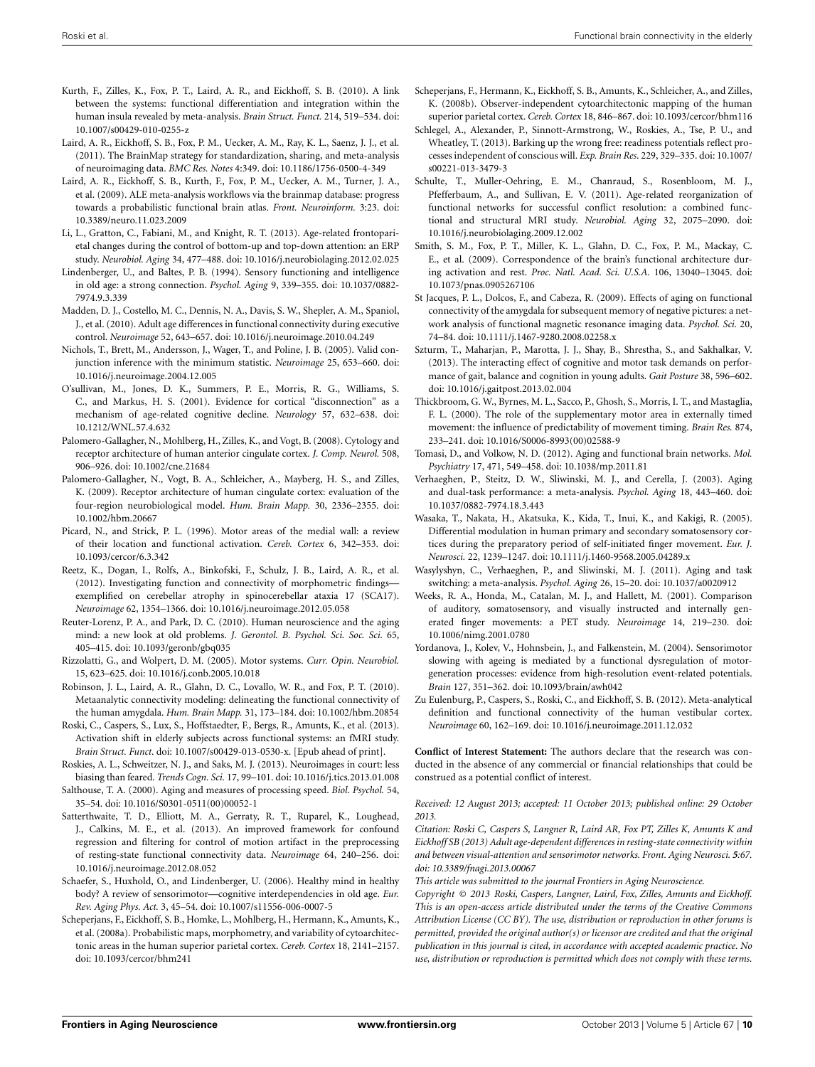Kurth, F., Zilles, K., Fox, P. T., Laird, A. R., and Eickhoff, S. B. (2010). A link between the systems: functional differentiation and integration within the human insula revealed by meta-analysis. *Brain Struct. Funct.* 214, 519–534. doi: 10.1007/s00429-010-0255-z

Laird, A. R., Eickhoff, S. B., Fox, P. M., Uecker, A. M., Ray, K. L., Saenz, J. J., et al. (2011). The BrainMap strategy for standardization, sharing, and meta-analysis of neuroimaging data. *BMC Res. Notes* 4:349. doi: 10.1186/1756-0500-4-349

Laird, A. R., Eickhoff, S. B., Kurth, F., Fox, P. M., Uecker, A. M., Turner, J. A., et al. (2009). ALE meta-analysis workflows via the brainmap database: progress towards a probabilistic functional brain atlas. *Front. Neuroinform.* 3:23. doi: 10.3389/neuro.11.023.2009

Li, L., Gratton, C., Fabiani, M., and Knight, R. T. (2013). Age-related frontoparietal changes during the control of bottom-up and top-down attention: an ERP study. *Neurobiol. Aging* 34, 477–488. doi: 10.1016/j.neurobiolaging.2012.02.025

Lindenberger, U., and Baltes, P. B. (1994). Sensory functioning and intelligence in old age: a strong connection. *Psychol. Aging* 9, 339–355. doi: 10.1037/0882-7974.9.3.339

Madden, D. J., Costello, M. C., Dennis, N. A., Davis, S. W., Shepler, A. M., Spaniol, J., et al. (2010). Adult age differences in functional connectivity during executive control. *Neuroimage* 52, 643–657. doi: 10.1016/j.neuroimage.2010.04.249

Nichols, T., Brett, M., Andersson, J., Wager, T., and Poline, J. B. (2005). Valid conjunction inference with the minimum statistic. *Neuroimage* 25, 653–660. doi: 10.1016/j.neuroimage.2004.12.005

O'sullivan, M., Jones, D. K., Summers, P. E., Morris, R. G., Williams, S. C., and Markus, H. S. (2001). Evidence for cortical "disconnection" as a mechanism of age-related cognitive decline. *Neurology* 57, 632–638. doi: 10.1212/WNL.57.4.632

Palomero-Gallagher, N., Mohlberg, H., Zilles, K., and Vogt, B. (2008). Cytology and receptor architecture of human anterior cingulate cortex. *J. Comp. Neurol.* 508, 906–926. doi: 10.1002/cne.21684

Palomero-Gallagher, N., Vogt, B. A., Schleicher, A., Mayberg, H. S., and Zilles, K. (2009). Receptor architecture of human cingulate cortex: evaluation of the four-region neurobiological model. *Hum. Brain Mapp.* 30, 2336–2355. doi: 10.1002/hbm.20667

Picard, N., and Strick, P. L. (1996). Motor areas of the medial wall: a review of their location and functional activation. *Cereb. Cortex* 6, 342–353. doi: 10.1093/cercor/6.3.342

Reetz, K., Dogan, I., Rolfs, A., Binkofski, F., Schulz, J. B., Laird, A. R., et al. (2012). Investigating function and connectivity of morphometric findings—exemplified on cerebellar atrophy in spinocerebellar ataxia 17 (SCA17). *Neuroimage* 62, 1354–1366. doi: 10.1016/j.neuroimage.2012.05.058

Reuter-Lorenz, P. A., and Park, D. C. (2010). Human neuroscience and the aging mind: a new look at old problems. *J. Gerontol. B. Psychol. Sci. Soc. Sci.* 65, 405–415. doi: 10.1093/geronb/gbq035

Rizzolatti, G., and Wolpert, D. M. (2005). Motor systems. *Curr. Opin. Neurobiol.* 15, 623–625. doi: 10.1016/j.conb.2005.10.018

Robinson, J. L., Laird, A. R., Glahn, D. C., Lovallo, W. R., and Fox, P. T. (2010). Metaanalytic connectivity modeling: delineating the functional connectivity of the human amygdala. *Hum. Brain Mapp.* 31, 173–184. doi: 10.1002/hbm.20854

Roski, C., Caspers, S., Lux, S., Hoffstaedter, F., Bergs, R., Amunts, K., et al. (2013). Activation shift in elderly subjects across functional systems: an fMRI study. *Brain Struct. Funct*. doi: 10.1007/s00429-013-0530-x. [Epub ahead of print].

Roskies, A. L., Schweitzer, N. J., and Saks, M. J. (2013). Neuroimages in court: less biasing than feared. *Trends Cogn. Sci.* 17, 99–101. doi: 10.1016/j.tics.2013.01.008

Salthouse, T. A. (2000). Aging and measures of processing speed. *Biol. Psychol.* 54, 35–54. doi: 10.1016/S0301-0511(00)00052-1

Satterthwaite, T. D., Elliott, M. A., Gerraty, R. T., Ruparel, K., Loughead, J., Calkins, M. E., et al. (2013). An improved framework for confound regression and filtering for control of motion artifact in the preprocessing of resting-state functional connectivity data. *Neuroimage* 64, 240–256. doi: 10.1016/j.neuroimage.2012.08.052

Schaefer, S., Huxhold, O., and Lindenberger, U. (2006). Healthy mind in healthy body? A review of sensorimotor—cognitive interdependencies in old age. *Eur. Rev. Aging Phys. Act.* 3, 45–54. doi: 10.1007/s11556-006-0007-5

Scheperjans, F., Eickhoff, S. B., Homke, L., Mohlberg, H., Hermann, K., Amunts, K., et al. (2008a). Probabilistic maps, morphometry, and variability of cytoarchitectonic areas in the human superior parietal cortex. *Cereb. Cortex* 18, 2141–2157. doi: 10.1093/cercor/bhm241

Scheperjans, F., Hermann, K., Eickhoff, S. B., Amunts, K., Schleicher, A., and Zilles, K. (2008b). Observer-independent cytoarchitectonic mapping of the human superior parietal cortex. *Cereb. Cortex* 18, 846–867. doi: 10.1093/cercor/bhm116

Schlegel, A., Alexander, P., Sinnott-Armstrong, W., Roskies, A., Tse, P. U., and Wheatley, T. (2013). Barking up the wrong free: readiness potentials reflect processes independent of conscious will. *Exp. Brain Res.* 229, 329–335. doi: 10.1007/s00221-013-3479-3

Schulte, T., Muller-Oehring, E. M., Chanraud, S., Rosenbloom, M. J., Pfefferbaum, A., and Sullivan, E. V. (2011). Age-related reorganization of functional networks for successful conflict resolution: a combined functional and structural MRI study. *Neurobiol. Aging* 32, 2075–2090. doi: 10.1016/j.neurobiolaging.2009.12.002

Smith, S. M., Fox, P. T., Miller, K. L., Glahn, D. C., Fox, P. M., Mackay, C. E., et al. (2009). Correspondence of the brain's functional architecture during activation and rest. *Proc. Natl. Acad. Sci. U.S.A.* 106, 13040–13045. doi: 10.1073/pnas.0905267106

St Jacques, P. L., Dolcos, F., and Cabeza, R. (2009). Effects of aging on functional connectivity of the amygdala for subsequent memory of negative pictures: a network analysis of functional magnetic resonance imaging data. *Psychol. Sci.* 20, 74–84. doi: 10.1111/j.1467-9280.2008.02258.x

Szturm, T., Maharjan, P., Marotta, J. J., Shay, B., Shrestha, S., and Sakhalkar, V. (2013). The interacting effect of cognitive and motor task demands on performance of gait, balance and cognition in young adults. *Gait Posture* 38, 596–602. doi: 10.1016/j.gaitpost.2013.02.004

Thickbroom, G. W., Byrnes, M. L., Sacco, P., Ghosh, S., Morris, I. T., and Mastaglia, F. L. (2000). The role of the supplementary motor area in externally timed movement: the influence of predictability of movement timing. *Brain Res.* 874, 233–241. doi: 10.1016/S0006-8993(00)02588-9

Tomasi, D., and Volkow, N. D. (2012). Aging and functional brain networks. *Mol. Psychiatry* 17, 471, 549–458. doi: 10.1038/mp.2011.81

Verhaeghen, P., Steitz, D. W., Sliwinski, M. J., and Cerella, J. (2003). Aging and dual-task performance: a meta-analysis. *Psychol. Aging* 18, 443–460. doi: 10.1037/0882-7974.18.3.443

Wasaka, T., Nakata, H., Akatsuka, K., Kida, T., Inui, K., and Kakigi, R. (2005). Differential modulation in human primary and secondary somatosensory cortices during the preparatory period of self-initiated finger movement. *Eur. J. Neurosci.* 22, 1239–1247. doi: 10.1111/j.1460-9568.2005.04289.x

Wasylyshyn, C., Verhaeghen, P., and Sliwinski, M. J. (2011). Aging and task switching: a meta-analysis. *Psychol. Aging* 26, 15–20. doi: 10.1037/a0020912

Weeks, R. A., Honda, M., Catalan, M. J., and Hallett, M. (2001). Comparison of auditory, somatosensory, and visually instructed and internally generated finger movements: a PET study. *Neuroimage* 14, 219–230. doi: 10.1006/nimg.2001.0780

Yordanova, J., Kolev, V., Hohnsbein, J., and Falkenstein, M. (2004). Sensorimotor slowing with ageing is mediated by a functional dysregulation of motor-generation processes: evidence from high-resolution event-related potentials. *Brain* 127, 351–362. doi: 10.1093/brain/awh042

Zu Eulenburg, P., Caspers, S., Roski, C., and Eickhoff, S. B. (2012). Meta-analytical definition and functional connectivity of the human vestibular cortex. *Neuroimage* 60, 162–169. doi: 10.1016/j.neuroimage.2011.12.032

**Conflict of Interest Statement:** The authors declare that the research was conducted in the absence of any commercial or financial relationships that could be construed as a potential conflict of interest.

*Received: 12 August 2013; accepted: 11 October 2013; published online: 29 October 2013.*

*Citation: Roski C, Caspers S, Langner R, Laird AR, Fox PT, Zilles K, Amunts K and Eickhoff SB (2013) Adult age-dependent differences in resting-state connectivity within and between visual-attention and sensorimotor networks. Front. Aging Neurosci.* ***5****:67. doi: 10.3389/fnagi.2013.00067*

*This article was submitted to the journal Frontiers in Aging Neuroscience.*

*Copyright © 2013 Roski, Caspers, Langner, Laird, Fox, Zilles, Amunts and Eickhoff. This is an open-access article distributed under the terms of the Creative Commons Attribution License (CC BY). The use, distribution or reproduction in other forums is permitted, provided the original author(s) or licensor are credited and that the original publication in this journal is cited, in accordance with accepted academic practice. No use, distribution or reproduction is permitted which does not comply with these terms.*